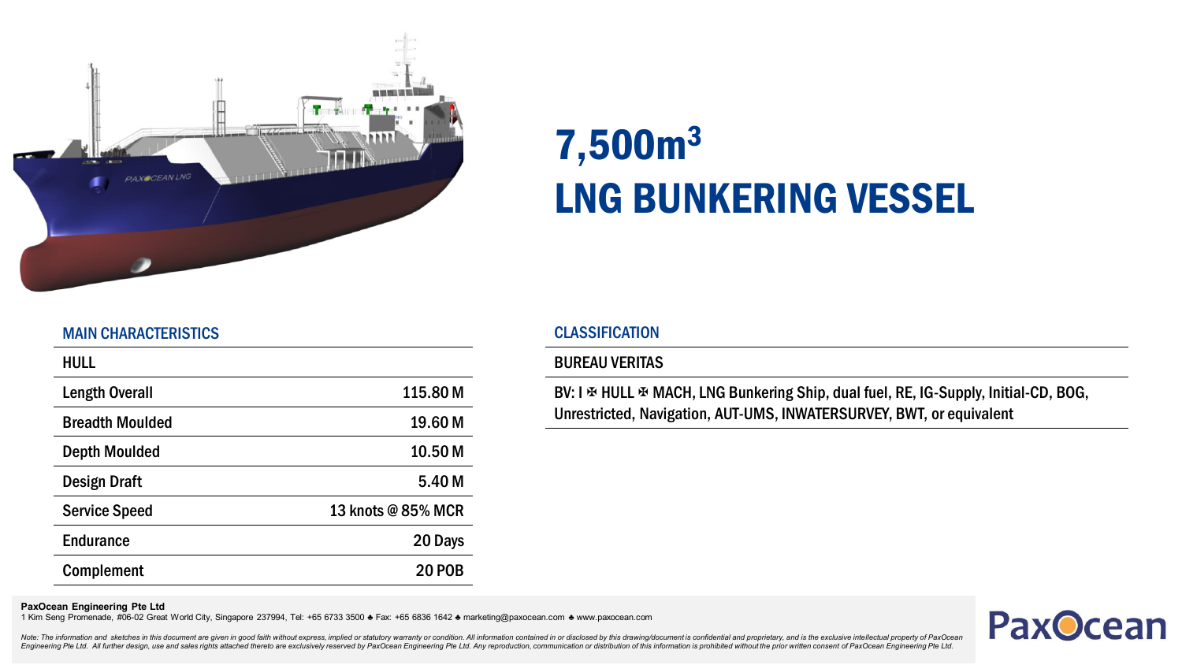# $7{,}500m^3$ LNG BUNKERING VESSEL

## MAIN CHARACTERISTICS

| HULL | |
|---|---|
| Length Overall | 115.80 M |
| Breadth Moulded | 19.60 M |
| Depth Moulded | 10.50 M |
| Design Draft | 5.40 M |
| Service Speed | 13 knots @ 85% MCR |
| Endurance | 20 Days |
| Complement | 20 POB |

## CLASSIFICATION

**BUREAU VERITAS**

BV: I ✠ HULL ✠ MACH, LNG Bunkering Ship, dual fuel, RE, IG-Supply, Initial-CD, BOG, Unrestricted, Navigation, AUT-UMS, INWATERSURVEY, BWT, or equivalent

**PaxOcean Engineering Pte Ltd**
1 Kim Seng Promenade, #06-02 Great World City, Singapore 237994, Tel: +65 6733 3500 ♣ Fax: +65 6836 1642 ♣ marketing@paxocean.com ♣ www.paxocean.com

*Note: The information and sketches in this document are given in good faith without express, implied or statutory warranty or condition. All information contained in or disclosed by this drawing/document is confidential and proprietary, and is the exclusive intellectual property of PaxOcean Engineering Pte Ltd. All further design, use and sales rights attached thereto are exclusively reserved by PaxOcean Engineering Pte Ltd. Any reproduction, communication or distribution of this information is prohibited without the prior written consent of PaxOcean Engineering Pte Ltd.*

PaxOcean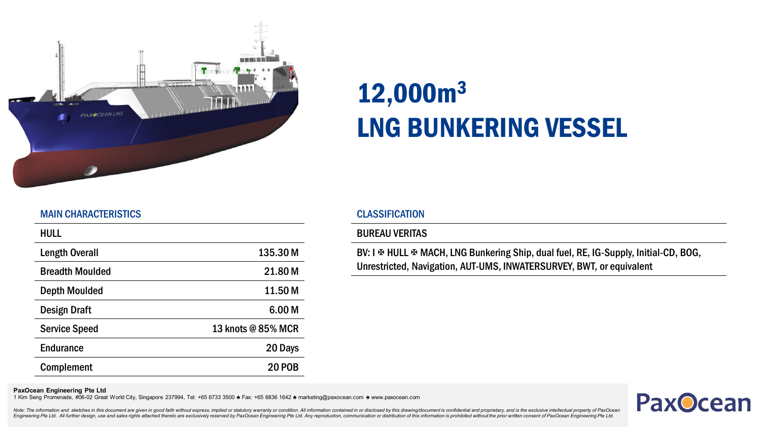# $12,000m^3$ LNG BUNKERING VESSEL

## MAIN CHARACTERISTICS

| HULL | |
|---|---|
| Length Overall | 135.30 M |
| Breadth Moulded | 21.80 M |
| Depth Moulded | 11.50 M |
| Design Draft | 6.00 M |
| Service Speed | 13 knots @ 85% MCR |
| Endurance | 20 Days |
| Complement | 20 POB |

## CLASSIFICATION

BUREAU VERITAS

BV: I ✠ HULL ✠ MACH, LNG Bunkering Ship, dual fuel, RE, IG-Supply, Initial-CD, BOG, Unrestricted, Navigation, AUT-UMS, INWATERSURVEY, BWT, or equivalent

**PaxOcean Engineering Pte Ltd**
1 Kim Seng Promenade, #06-02 Great World City, Singapore 237994, Tel: +65 6733 3500 ♣ Fax: +65 6836 1642 ♣ marketing@paxocean.com ♣ www.paxocean.com

*Note: The information and sketches in this document are given in good faith without express, implied or statutory warranty or condition. All information contained in or disclosed by this drawing/document is confidential and proprietary, and is the exclusive intellectual property of PaxOcean Engineering Pte Ltd. All further design, use and sales rights attached thereto are exclusively reserved by PaxOcean Engineering Pte Ltd. Any reproduction, communication or distribution of this information is prohibited without the prior written consent of PaxOcean Engineering Pte Ltd.*

PaxOcean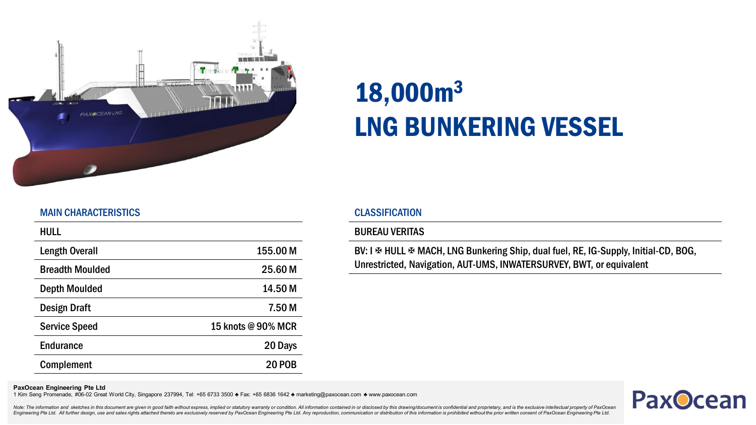# 18,000m$^3$ LNG BUNKERING VESSEL

## MAIN CHARACTERISTICS

| HULL | |
|---|---|
| Length Overall | 155.00 M |
| Breadth Moulded | 25.60 M |
| Depth Moulded | 14.50 M |
| Design Draft | 7.50 M |
| Service Speed | 15 knots @ 90% MCR |
| Endurance | 20 Days |
| Complement | 20 POB |

## CLASSIFICATION

**BUREAU VERITAS**

BV: I ✠ HULL ✠ MACH, LNG Bunkering Ship, dual fuel, RE, IG-Supply, Initial-CD, BOG, Unrestricted, Navigation, AUT-UMS, INWATERSURVEY, BWT, or equivalent

**PaxOcean Engineering Pte Ltd**
1 Kim Seng Promenade, #06-02 Great World City, Singapore 237994, Tel: +65 6733 3500 ♣ Fax: +65 6836 1642 ♣ marketing@paxocean.com ♣ www.paxocean.com

*Note: The information and sketches in this document are given in good faith without express, implied or statutory warranty or condition. All information contained in or disclosed by this drawing/document is confidential and proprietary, and is the exclusive intellectual property of PaxOcean Engineering Pte Ltd. All further design, use and sales rights attached thereto are exclusively reserved by PaxOcean Engineering Pte Ltd. Any reproduction, communication or distribution of this information is prohibited without the prior written consent of PaxOcean Engineering Pte Ltd.*

PaxOcean